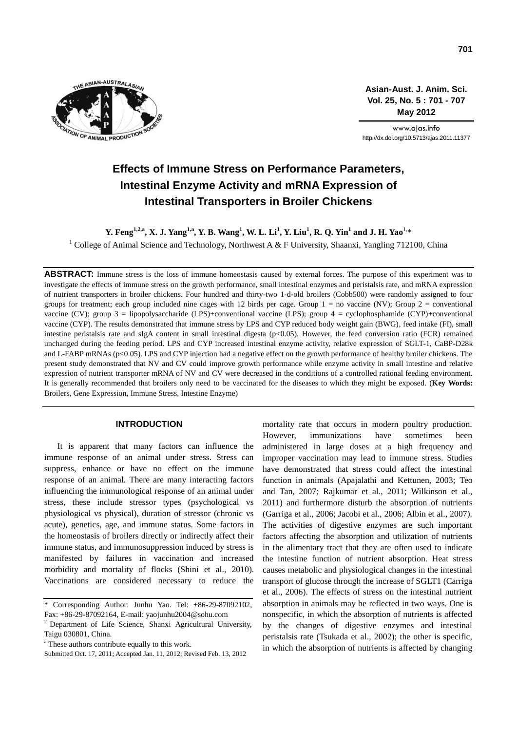# Effects of Immune Stress on Performance Parameters, Intestinal Enzyme Activity and mRNA Expression of Intestinal Transporters in Broiler Chickens

**Y. Feng[1,2,a], X. J. Yang[1,a], Y. B. Wang[1], W. L. Li[1], Y. Liu[1], R. Q. Yin[1] and J. H. Yao[1,]***

[1] College of Animal Science and Technology, Northwest A & F University, Shaanxi, Yangling 712100, China

**ABSTRACT:** Immune stress is the loss of immune homeostasis caused by external forces. The purpose of this experiment was to investigate the effects of immune stress on the growth performance, small intestinal enzymes and peristalsis rate, and mRNA expression of nutrient transporters in broiler chickens. Four hundred and thirty-two 1-d-old broilers (Cobb500) were randomly assigned to four groups for treatment; each group included nine cages with 12 birds per cage. Group 1 = no vaccine (NV); Group 2 = conventional vaccine (CV); group 3 = lipopolysaccharide (LPS)+conventional vaccine (LPS); group 4 = cyclophosphamide (CYP)+conventional vaccine (CYP). The results demonstrated that immune stress by LPS and CYP reduced body weight gain (BWG), feed intake (FI), small intestine peristalsis rate and sIgA content in small intestinal digesta ($p<0.05$). However, the feed conversion ratio (FCR) remained unchanged during the feeding period. LPS and CYP increased intestinal enzyme activity, relative expression of SGLT-1, CaBP-D28k and L-FABP mRNAs ($p<0.05$). LPS and CYP injection had a negative effect on the growth performance of healthy broiler chickens. The present study demonstrated that NV and CV could improve growth performance while enzyme activity in small intestine and relative expression of nutrient transporter mRNA of NV and CV were decreased in the conditions of a controlled rational feeding environment. It is generally recommended that broilers only need to be vaccinated for the diseases to which they might be exposed. (**Key Words:** Broilers, Gene Expression, Immune Stress, Intestine Enzyme)

## INTRODUCTION

It is apparent that many factors can influence the immune response of an animal under stress. Stress can suppress, enhance or have no effect on the immune response of an animal. There are many interacting factors influencing the immunological response of an animal under stress, these include stressor types (psychological vs physiological vs physical), duration of stressor (chronic vs acute), genetics, age, and immune status. Some factors in the homeostasis of broilers directly or indirectly affect their immune status, and immunosuppression induced by stress is manifested by failures in vaccination and increased morbidity and mortality of flocks (Shini et al., 2010). Vaccinations are considered necessary to reduce the mortality rate that occurs in modern poultry production. However, immunizations have sometimes been administered in large doses at a high frequency and improper vaccination may lead to immune stress. Studies have demonstrated that stress could affect the intestinal function in animals (Apajalathi and Kettunen, 2003; Teo and Tan, 2007; Rajkumar et al., 2011; Wilkinson et al., 2011) and furthermore disturb the absorption of nutrients (Garriga et al., 2006; Jacobi et al., 2006; Albin et al., 2007). The activities of digestive enzymes are such important factors affecting the absorption and utilization of nutrients in the alimentary tract that they are often used to indicate the intestine function of nutrient absorption. Heat stress causes metabolic and physiological changes in the intestinal transport of glucose through the increase of SGLT1 (Carriga et al., 2006). The effects of stress on the intestinal nutrient absorption in animals may be reflected in two ways. One is nonspecific, in which the absorption of nutrients is affected by the changes of digestive enzymes and intestinal peristalsis rate (Tsukada et al., 2002); the other is specific, in which the absorption of nutrients is affected by changing

---

\* Corresponding Author: Junhu Yao. Tel: +86-29-87092102, Fax: +86-29-87092164, E-mail: yaojunhu2004@sohu.com

[2] Department of Life Science, Shanxi Agricultural University, Taigu 030801, China.

[a] These authors contribute equally to this work.

Submitted Oct. 17, 2011; Accepted Jan. 11, 2012; Revised Feb. 13, 2012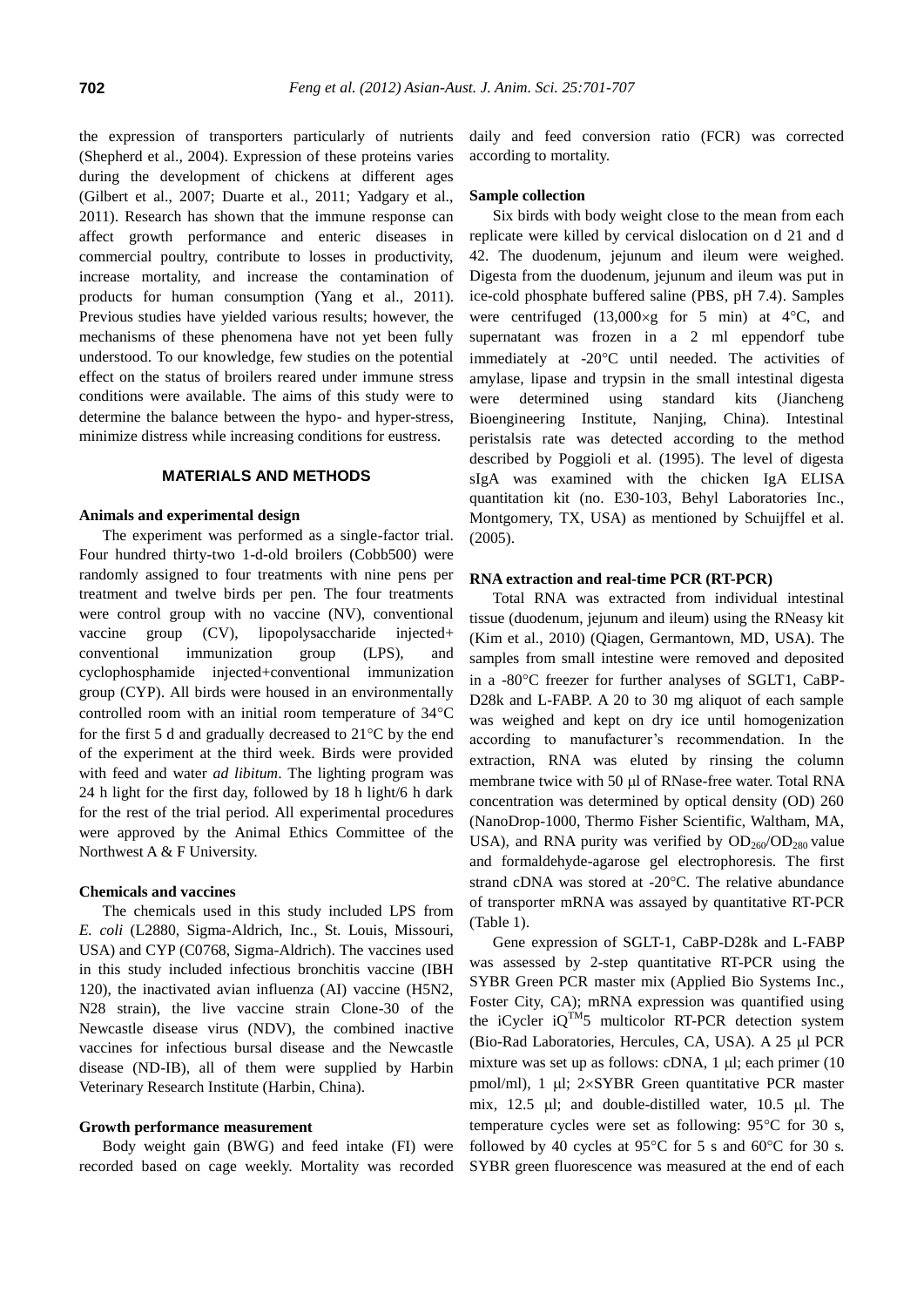the expression of transporters particularly of nutrients (Shepherd et al., 2004). Expression of these proteins varies during the development of chickens at different ages (Gilbert et al., 2007; Duarte et al., 2011; Yadgary et al., 2011). Research has shown that the immune response can affect growth performance and enteric diseases in commercial poultry, contribute to losses in productivity, increase mortality, and increase the contamination of products for human consumption (Yang et al., 2011). Previous studies have yielded various results; however, the mechanisms of these phenomena have not yet been fully understood. To our knowledge, few studies on the potential effect on the status of broilers reared under immune stress conditions were available. The aims of this study were to determine the balance between the hypo- and hyper-stress, minimize distress while increasing conditions for eustress.

## MATERIALS AND METHODS

### Animals and experimental design

The experiment was performed as a single-factor trial. Four hundred thirty-two 1-d-old broilers (Cobb500) were randomly assigned to four treatments with nine pens per treatment and twelve birds per pen. The four treatments were control group with no vaccine (NV), conventional vaccine group (CV), lipopolysaccharide injected+conventional immunization group (LPS), and cyclophosphamide injected+conventional immunization group (CYP). All birds were housed in an environmentally controlled room with an initial room temperature of 34°C for the first 5 d and gradually decreased to 21°C by the end of the experiment at the third week. Birds were provided with feed and water *ad libitum*. The lighting program was 24 h light for the first day, followed by 18 h light/6 h dark for the rest of the trial period. All experimental procedures were approved by the Animal Ethics Committee of the Northwest A & F University.

### Chemicals and vaccines

The chemicals used in this study included LPS from *E. coli* (L2880, Sigma-Aldrich, Inc., St. Louis, Missouri, USA) and CYP (C0768, Sigma-Aldrich). The vaccines used in this study included infectious bronchitis vaccine (IBH 120), the inactivated avian influenza (AI) vaccine (H5N2, N28 strain), the live vaccine strain Clone-30 of the Newcastle disease virus (NDV), the combined inactive vaccines for infectious bursal disease and the Newcastle disease (ND-IB), all of them were supplied by Harbin Veterinary Research Institute (Harbin, China).

### Growth performance measurement

Body weight gain (BWG) and feed intake (FI) were recorded based on cage weekly. Mortality was recorded daily and feed conversion ratio (FCR) was corrected according to mortality.

### Sample collection

Six birds with body weight close to the mean from each replicate were killed by cervical dislocation on d 21 and d 42. The duodenum, jejunum and ileum were weighed. Digesta from the duodenum, jejunum and ileum was put in ice-cold phosphate buffered saline (PBS, pH 7.4). Samples were centrifuged (13,000×g for 5 min) at 4°C, and supernatant was frozen in a 2 ml eppendorf tube immediately at -20°C until needed. The activities of amylase, lipase and trypsin in the small intestinal digesta were determined using standard kits (Jiancheng Bioengineering Institute, Nanjing, China). Intestinal peristalsis rate was detected according to the method described by Poggioli et al. (1995). The level of digesta sIgA was examined with the chicken IgA ELISA quantitation kit (no. E30-103, Behyl Laboratories Inc., Montgomery, TX, USA) as mentioned by Schuijffel et al. (2005).

### RNA extraction and real-time PCR (RT-PCR)

Total RNA was extracted from individual intestinal tissue (duodenum, jejunum and ileum) using the RNeasy kit (Kim et al., 2010) (Qiagen, Germantown, MD, USA). The samples from small intestine were removed and deposited in a -80°C freezer for further analyses of SGLT1, CaBP-D28k and L-FABP. A 20 to 30 mg aliquot of each sample was weighed and kept on dry ice until homogenization according to manufacturer's recommendation. In the extraction, RNA was eluted by rinsing the column membrane twice with 50 μl of RNase-free water. Total RNA concentration was determined by optical density (OD) 260 (NanoDrop-1000, Thermo Fisher Scientific, Waltham, MA, USA), and RNA purity was verified by $OD_{260}/OD_{280}$ value and formaldehyde-agarose gel electrophoresis. The first strand cDNA was stored at -20°C. The relative abundance of transporter mRNA was assayed by quantitative RT-PCR (Table 1).

Gene expression of SGLT-1, CaBP-D28k and L-FABP was assessed by 2-step quantitative RT-PCR using the SYBR Green PCR master mix (Applied Bio Systems Inc., Foster City, CA); mRNA expression was quantified using the iCycler iQ$^{TM}$5 multicolor RT-PCR detection system (Bio-Rad Laboratories, Hercules, CA, USA). A 25 μl PCR mixture was set up as follows: cDNA, 1 μl; each primer (10 pmol/ml), 1 μl; 2×SYBR Green quantitative PCR master mix, 12.5 μl; and double-distilled water, 10.5 μl. The temperature cycles were set as following: 95°C for 30 s, followed by 40 cycles at 95°C for 5 s and 60°C for 30 s. SYBR green fluorescence was measured at the end of each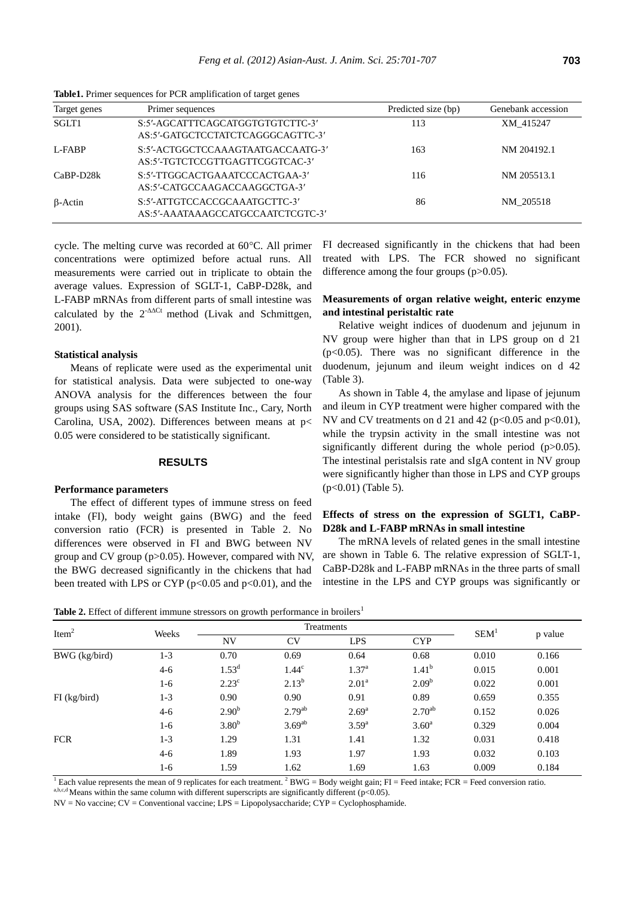**Table1.** Primer sequences for PCR amplification of target genes

| Target genes | Primer sequences | Predicted size (bp) | Genebank accession |
|---|---|---|---|
| SGLT1 | S:5′-AGCATTTCAGCATGGTGTGTCTTC-3′<br>AS:5′-GATGCTCCTATCTCAGGGCAGTTC-3′ | 113 | XM_415247 |
| L-FABP | S:5′-ACTGGCTCCAAAGTAATGACCAATG-3′<br>AS:5′-TGTCTCCGTTGAGTTCGGTCAC-3′ | 163 | NM 204192.1 |
| CaBP-D28k | S:5′-TTGGCACTGAAATCCCACTGAA-3′<br>AS:5′-CATGCCAAGACCAAGGCTGA-3′ | 116 | NM 205513.1 |
| β-Actin | S:5′-ATTGTCCACCGCAAATGCTTC-3′<br>AS:5′-AAATAAAGCCATGCCAATCTCGTC-3′ | 86 | NM_205518 |

cycle. The melting curve was recorded at 60°C. All primer concentrations were optimized before actual runs. All measurements were carried out in triplicate to obtain the average values. Expression of SGLT-1, CaBP-D28k, and L-FABP mRNAs from different parts of small intestine was calculated by the $2^{-\Delta\Delta Ct}$ method (Livak and Schmittgen, 2001).

### Statistical analysis

Means of replicate were used as the experimental unit for statistical analysis. Data were subjected to one-way ANOVA analysis for the differences between the four groups using SAS software (SAS Institute Inc., Cary, North Carolina, USA, 2002). Differences between means at $p<0.05$ were considered to be statistically significant.

## RESULTS

### Performance parameters

The effect of different types of immune stress on feed intake (FI), body weight gains (BWG) and the feed conversion ratio (FCR) is presented in Table 2. No differences were observed in FI and BWG between NV group and CV group ($p>0.05$). However, compared with NV, the BWG decreased significantly in the chickens that had been treated with LPS or CYP ($p<0.05$ and $p<0.01$), and the FI decreased significantly in the chickens that had been treated with LPS. The FCR showed no significant difference among the four groups ($p>0.05$).

### Measurements of organ relative weight, enteric enzyme and intestinal peristaltic rate

Relative weight indices of duodenum and jejunum in NV group were higher than that in LPS group on d 21 ($p<0.05$). There was no significant difference in the duodenum, jejunum and ileum weight indices on d 42 (Table 3).

As shown in Table 4, the amylase and lipase of jejunum and ileum in CYP treatment were higher compared with the NV and CV treatments on d 21 and 42 ($p<0.05$ and $p<0.01$), while the trypsin activity in the small intestine was not significantly different during the whole period ($p>0.05$). The intestinal peristalsis rate and sIgA content in NV group were significantly higher than those in LPS and CYP groups ($p<0.01$) (Table 5).

### Effects of stress on the expression of SGLT1, CaBP-D28k and L-FABP mRNAs in small intestine

The mRNA levels of related genes in the small intestine are shown in Table 6. The relative expression of SGLT-1, CaBP-D28k and L-FABP mRNAs in the three parts of small intestine in the LPS and CYP groups was significantly or

**Table 2.** Effect of different immune stressors on growth performance in broilers[1]

| Item[2] | Weeks | Treatments | | | | SEM[1] | p value |
|---|---|---|---|---|---|---|---|
| | | NV | CV | LPS | CYP | | |
| BWG (kg/bird) | 1-3 | 0.70 | 0.69 | 0.64 | 0.68 | 0.010 | 0.166 |
| | 4-6 | $1.53^{d}$ | $1.44^{c}$ | $1.37^{a}$ | $1.41^{b}$ | 0.015 | 0.001 |
| | 1-6 | $2.23^{c}$ | $2.13^{b}$ | $2.01^{a}$ | $2.09^{b}$ | 0.022 | 0.001 |
| FI (kg/bird) | 1-3 | 0.90 | 0.90 | 0.91 | 0.89 | 0.659 | 0.355 |
| | 4-6 | $2.90^{b}$ | $2.79^{ab}$ | $2.69^{a}$ | $2.70^{ab}$ | 0.152 | 0.026 |
| | 1-6 | $3.80^{b}$ | $3.69^{ab}$ | $3.59^{a}$ | $3.60^{a}$ | 0.329 | 0.004 |
| FCR | 1-3 | 1.29 | 1.31 | 1.41 | 1.32 | 0.031 | 0.418 |
| | 4-6 | 1.89 | 1.93 | 1.97 | 1.93 | 0.032 | 0.103 |
| | 1-6 | 1.59 | 1.62 | 1.69 | 1.63 | 0.009 | 0.184 |

[1] Each value represents the mean of 9 replicates for each treatment. [2] BWG = Body weight gain; FI = Feed intake; FCR = Feed conversion ratio.
[a,b,c,d] Means within the same column with different superscripts are significantly different ($p<0.05$).
NV = No vaccine; CV = Conventional vaccine; LPS = Lipopolysaccharide; CYP = Cyclophosphamide.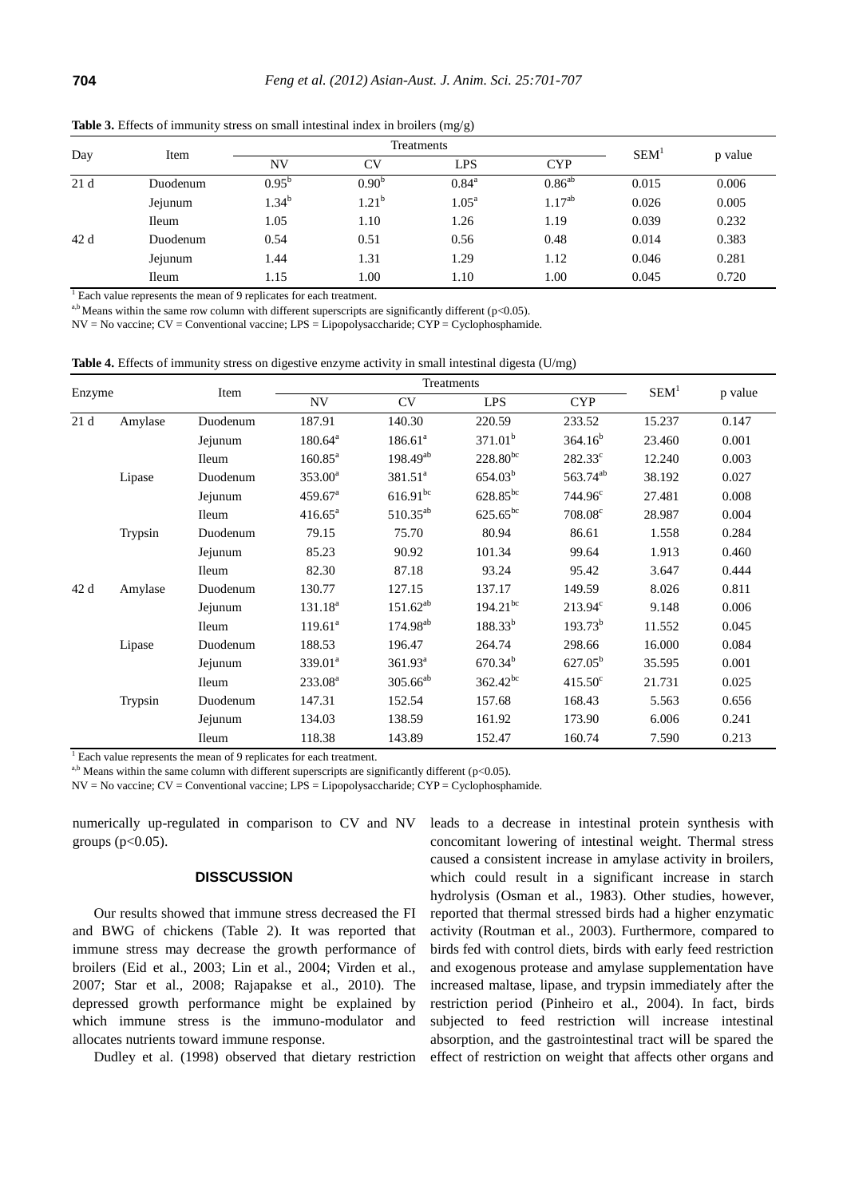**Table 3.** Effects of immunity stress on small intestinal index in broilers (mg/g)

| Day | Item | Treatments | | | | SEM[1] | p value |
|---|---|---|---|---|---|---|---|
| | | NV | CV | LPS | CYP | | |
| 21 d | Duodenum | 0.95[b] | 0.90[b] | 0.84[a] | 0.86[ab] | 0.015 | 0.006 |
| | Jejunum | 1.34[b] | 1.21[b] | 1.05[a] | 1.17[ab] | 0.026 | 0.005 |
| | Ileum | 1.05 | 1.10 | 1.26 | 1.19 | 0.039 | 0.232 |
| 42 d | Duodenum | 0.54 | 0.51 | 0.56 | 0.48 | 0.014 | 0.383 |
| | Jejunum | 1.44 | 1.31 | 1.29 | 1.12 | 0.046 | 0.281 |
| | Ileum | 1.15 | 1.00 | 1.10 | 1.00 | 0.045 | 0.720 |

[1] Each value represents the mean of 9 replicates for each treatment.

[a,b] Means within the same row column with different superscripts are significantly different ($p<0.05$).

NV = No vaccine; CV = Conventional vaccine; LPS = Lipopolysaccharide; CYP = Cyclophosphamide.

**Table 4.** Effects of immunity stress on digestive enzyme activity in small intestinal digesta (U/mg)

| Enzyme | | Item | Treatments | | | | SEM[1] | p value |
|---|---|---|---|---|---|---|---|---|
| | | | NV | CV | LPS | CYP | | |
| 21 d | Amylase | Duodenum | 187.91 | 140.30 | 220.59 | 233.52 | 15.237 | 0.147 |
| | | Jejunum | 180.64[a] | 186.61[a] | 371.01[b] | 364.16[b] | 23.460 | 0.001 |
| | | Ileum | 160.85[a] | 198.49[ab] | 228.80[bc] | 282.33[c] | 12.240 | 0.003 |
| | Lipase | Duodenum | 353.00[a] | 381.51[a] | 654.03[b] | 563.74[ab] | 38.192 | 0.027 |
| | | Jejunum | 459.67[a] | 616.91[bc] | 628.85[bc] | 744.96[c] | 27.481 | 0.008 |
| | | Ileum | 416.65[a] | 510.35[ab] | 625.65[bc] | 708.08[c] | 28.987 | 0.004 |
| | Trypsin | Duodenum | 79.15 | 75.70 | 80.94 | 86.61 | 1.558 | 0.284 |
| | | Jejunum | 85.23 | 90.92 | 101.34 | 99.64 | 1.913 | 0.460 |
| | | Ileum | 82.30 | 87.18 | 93.24 | 95.42 | 3.647 | 0.444 |
| 42 d | Amylase | Duodenum | 130.77 | 127.15 | 137.17 | 149.59 | 8.026 | 0.811 |
| | | Jejunum | 131.18[a] | 151.62[ab] | 194.21[bc] | 213.94[c] | 9.148 | 0.006 |
| | | Ileum | 119.61[a] | 174.98[ab] | 188.33[b] | 193.73[b] | 11.552 | 0.045 |
| | Lipase | Duodenum | 188.53 | 196.47 | 264.74 | 298.66 | 16.000 | 0.084 |
| | | Jejunum | 339.01[a] | 361.93[a] | 670.34[b] | 627.05[b] | 35.595 | 0.001 |
| | | Ileum | 233.08[a] | 305.66[ab] | 362.42[bc] | 415.50[c] | 21.731 | 0.025 |
| | Trypsin | Duodenum | 147.31 | 152.54 | 157.68 | 168.43 | 5.563 | 0.656 |
| | | Jejunum | 134.03 | 138.59 | 161.92 | 173.90 | 6.006 | 0.241 |
| | | Ileum | 118.38 | 143.89 | 152.47 | 160.74 | 7.590 | 0.213 |

[1] Each value represents the mean of 9 replicates for each treatment.

[a,b] Means within the same column with different superscripts are significantly different ($p<0.05$).

NV = No vaccine; CV = Conventional vaccine; LPS = Lipopolysaccharide; CYP = Cyclophosphamide.

numerically up-regulated in comparison to CV and NV groups ($p<0.05$).

## DISSCUSSION

Our results showed that immune stress decreased the FI and BWG of chickens (Table 2). It was reported that immune stress may decrease the growth performance of broilers (Eid et al., 2003; Lin et al., 2004; Virden et al., 2007; Star et al., 2008; Rajapakse et al., 2010). The depressed growth performance might be explained by which immune stress is the immuno-modulator and allocates nutrients toward immune response.

Dudley et al. (1998) observed that dietary restriction leads to a decrease in intestinal protein synthesis with concomitant lowering of intestinal weight. Thermal stress caused a consistent increase in amylase activity in broilers, which could result in a significant increase in starch hydrolysis (Osman et al., 1983). Other studies, however, reported that thermal stressed birds had a higher enzymatic activity (Routman et al., 2003). Furthermore, compared to birds fed with control diets, birds with early feed restriction and exogenous protease and amylase supplementation have increased maltase, lipase, and trypsin immediately after the restriction period (Pinheiro et al., 2004). In fact, birds subjected to feed restriction will increase intestinal absorption, and the gastrointestinal tract will be spared the effect of restriction on weight that affects other organs and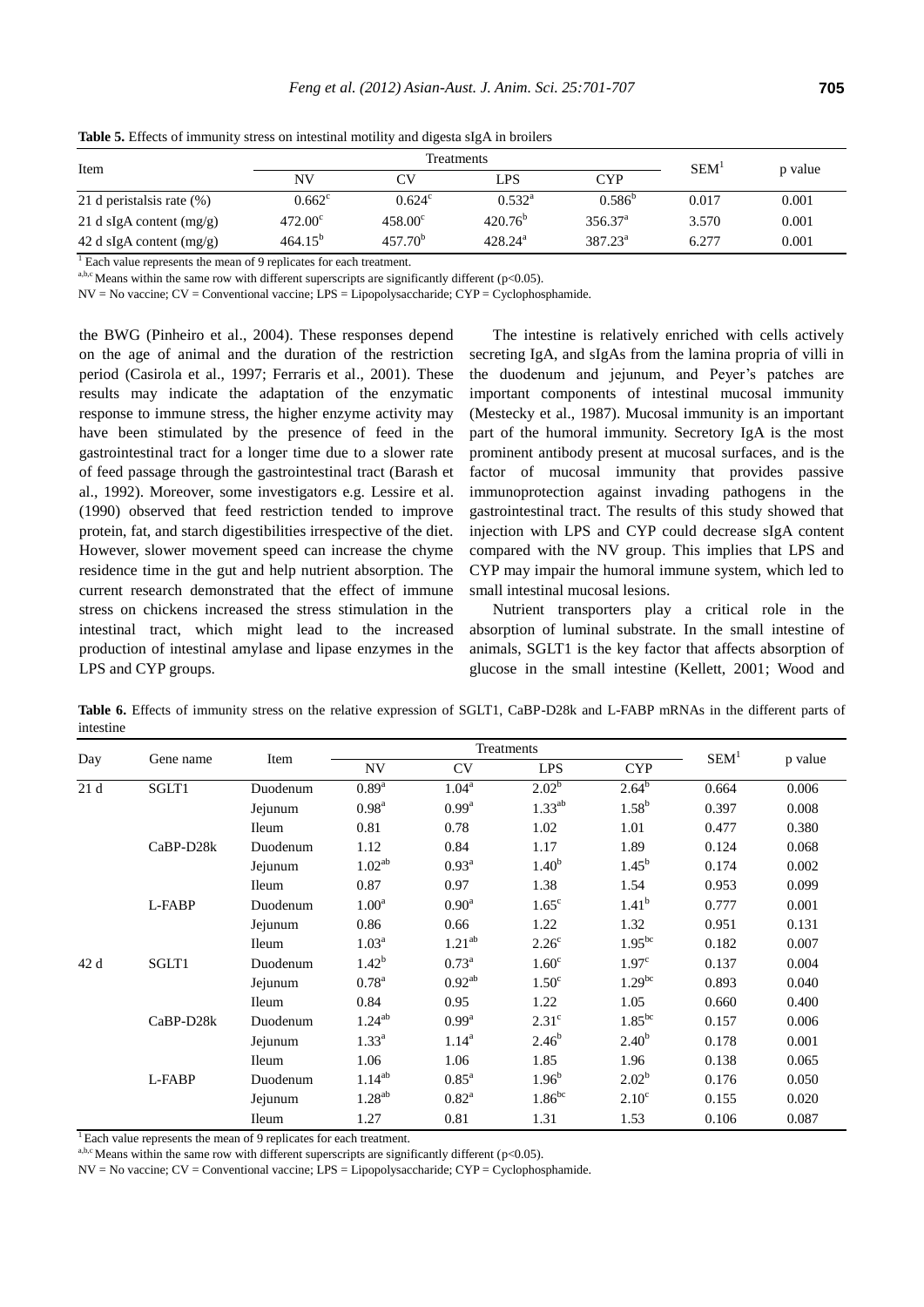**Table 5.** Effects of immunity stress on intestinal motility and digesta sIgA in broilers

| Item | Treatments | | | | SEM[1] | p value |
|---|---|---|---|---|---|---|
| | NV | CV | LPS | CYP | | |
| 21 d peristalsis rate (%) | $0.662^{c}$ | $0.624^{c}$ | $0.532^{a}$ | $0.586^{b}$ | 0.017 | 0.001 |
| 21 d sIgA content (mg/g) | $472.00^{c}$ | $458.00^{c}$ | $420.76^{b}$ | $356.37^{a}$ | 3.570 | 0.001 |
| 42 d sIgA content (mg/g) | $464.15^{b}$ | $457.70^{b}$ | $428.24^{a}$ | $387.23^{a}$ | 6.277 | 0.001 |

[1] Each value represents the mean of 9 replicates for each treatment.

[a,b,c] Means within the same row with different superscripts are significantly different (p<0.05).

NV = No vaccine; CV = Conventional vaccine; LPS = Lipopolysaccharide; CYP = Cyclophosphamide.

the BWG (Pinheiro et al., 2004). These responses depend on the age of animal and the duration of the restriction period (Casirola et al., 1997; Ferraris et al., 2001). These results may indicate the adaptation of the enzymatic response to immune stress, the higher enzyme activity may have been stimulated by the presence of feed in the gastrointestinal tract for a longer time due to a slower rate of feed passage through the gastrointestinal tract (Barash et al., 1992). Moreover, some investigators e.g. Lessire et al. (1990) observed that feed restriction tended to improve protein, fat, and starch digestibilities irrespective of the diet. However, slower movement speed can increase the chyme residence time in the gut and help nutrient absorption. The current research demonstrated that the effect of immune stress on chickens increased the stress stimulation in the intestinal tract, which might lead to the increased production of intestinal amylase and lipase enzymes in the LPS and CYP groups.

The intestine is relatively enriched with cells actively secreting IgA, and sIgAs from the lamina propria of villi in the duodenum and jejunum, and Peyer's patches are important components of intestinal mucosal immunity (Mestecky et al., 1987). Mucosal immunity is an important part of the humoral immunity. Secretory IgA is the most prominent antibody present at mucosal surfaces, and is the factor of mucosal immunity that provides passive immunoprotection against invading pathogens in the gastrointestinal tract. The results of this study showed that injection with LPS and CYP could decrease sIgA content compared with the NV group. This implies that LPS and CYP may impair the humoral immune system, which led to small intestinal mucosal lesions.

Nutrient transporters play a critical role in the absorption of luminal substrate. In the small intestine of animals, SGLT1 is the key factor that affects absorption of glucose in the small intestine (Kellett, 2001; Wood and

**Table 6.** Effects of immunity stress on the relative expression of SGLT1, CaBP-D28k and L-FABP mRNAs in the different parts of intestine

| Day | Gene name | Item | Treatments | | | | SEM[1] | p value |
|---|---|---|---|---|---|---|---|---|
| | | | NV | CV | LPS | CYP | | |
| 21 d | SGLT1 | Duodenum | $0.89^{a}$ | $1.04^{a}$ | $2.02^{b}$ | $2.64^{b}$ | 0.664 | 0.006 |
| | | Jejunum | $0.98^{a}$ | $0.99^{a}$ | $1.33^{ab}$ | $1.58^{b}$ | 0.397 | 0.008 |
| | | Ileum | 0.81 | 0.78 | 1.02 | 1.01 | 0.477 | 0.380 |
| | CaBP-D28k | Duodenum | 1.12 | 0.84 | 1.17 | 1.89 | 0.124 | 0.068 |
| | | Jejunum | $1.02^{ab}$ | $0.93^{a}$ | $1.40^{b}$ | $1.45^{b}$ | 0.174 | 0.002 |
| | | Ileum | 0.87 | 0.97 | 1.38 | 1.54 | 0.953 | 0.099 |
| | L-FABP | Duodenum | $1.00^{a}$ | $0.90^{a}$ | $1.65^{c}$ | $1.41^{b}$ | 0.777 | 0.001 |
| | | Jejunum | 0.86 | 0.66 | 1.22 | 1.32 | 0.951 | 0.131 |
| | | Ileum | $1.03^{a}$ | $1.21^{ab}$ | $2.26^{c}$ | $1.95^{bc}$ | 0.182 | 0.007 |
| 42 d | SGLT1 | Duodenum | $1.42^{b}$ | $0.73^{a}$ | $1.60^{c}$ | $1.97^{c}$ | 0.137 | 0.004 |
| | | Jejunum | $0.78^{a}$ | $0.92^{ab}$ | $1.50^{c}$ | $1.29^{bc}$ | 0.893 | 0.040 |
| | | Ileum | 0.84 | 0.95 | 1.22 | 1.05 | 0.660 | 0.400 |
| | CaBP-D28k | Duodenum | $1.24^{ab}$ | $0.99^{a}$ | $2.31^{c}$ | $1.85^{bc}$ | 0.157 | 0.006 |
| | | Jejunum | $1.33^{a}$ | $1.14^{a}$ | $2.46^{b}$ | $2.40^{b}$ | 0.178 | 0.001 |
| | | Ileum | 1.06 | 1.06 | 1.85 | 1.96 | 0.138 | 0.065 |
| | L-FABP | Duodenum | $1.14^{ab}$ | $0.85^{a}$ | $1.96^{b}$ | $2.02^{b}$ | 0.176 | 0.050 |
| | | Jejunum | $1.28^{ab}$ | $0.82^{a}$ | $1.86^{bc}$ | $2.10^{c}$ | 0.155 | 0.020 |
| | | Ileum | 1.27 | 0.81 | 1.31 | 1.53 | 0.106 | 0.087 |

[1] Each value represents the mean of 9 replicates for each treatment.

[a,b,c] Means within the same row with different superscripts are significantly different (p<0.05).

NV = No vaccine; CV = Conventional vaccine; LPS = Lipopolysaccharide; CYP = Cyclophosphamide.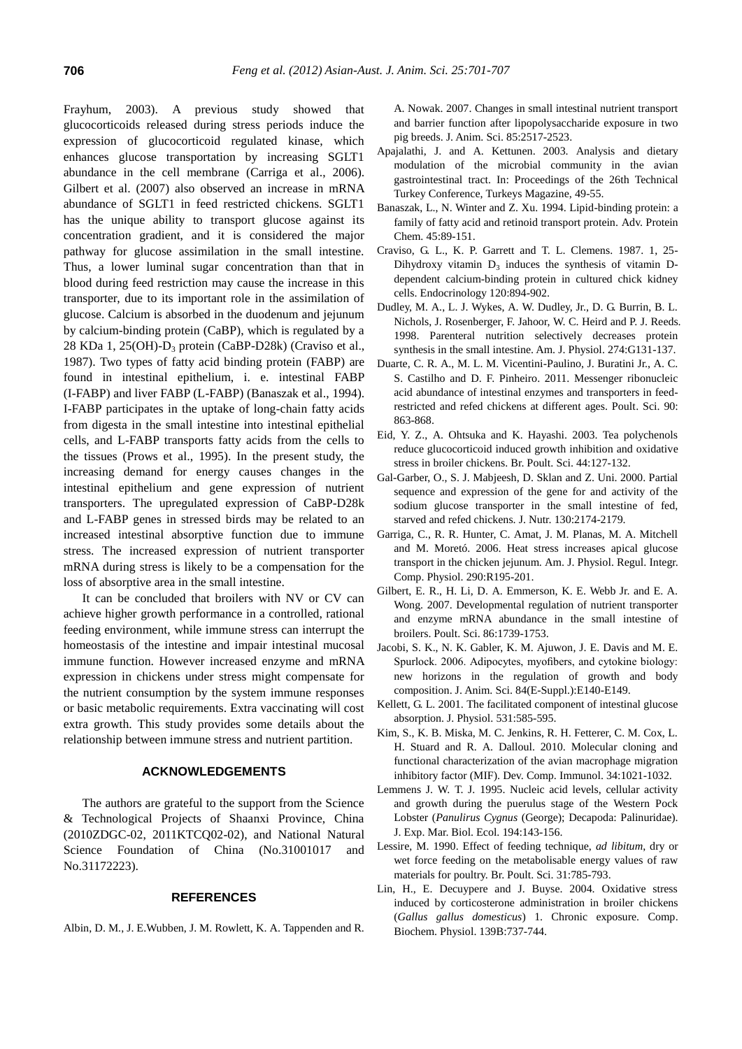Frayhum, 2003). A previous study showed that glucocorticoids released during stress periods induce the expression of glucocorticoid regulated kinase, which enhances glucose transportation by increasing SGLT1 abundance in the cell membrane (Carriga et al., 2006). Gilbert et al. (2007) also observed an increase in mRNA abundance of SGLT1 in feed restricted chickens. SGLT1 has the unique ability to transport glucose against its concentration gradient, and it is considered the major pathway for glucose assimilation in the small intestine. Thus, a lower luminal sugar concentration than that in blood during feed restriction may cause the increase in this transporter, due to its important role in the assimilation of glucose. Calcium is absorbed in the duodenum and jejunum by calcium-binding protein (CaBP), which is regulated by a 28 KDa 1, 25(OH)-$D_3$ protein (CaBP-D28k) (Craviso et al., 1987). Two types of fatty acid binding protein (FABP) are found in intestinal epithelium, i. e. intestinal FABP (I-FABP) and liver FABP (L-FABP) (Banaszak et al., 1994). I-FABP participates in the uptake of long-chain fatty acids from digesta in the small intestine into intestinal epithelial cells, and L-FABP transports fatty acids from the cells to the tissues (Prows et al., 1995). In the present study, the increasing demand for energy causes changes in the intestinal epithelium and gene expression of nutrient transporters. The upregulated expression of CaBP-D28k and L-FABP genes in stressed birds may be related to an increased intestinal absorptive function due to immune stress. The increased expression of nutrient transporter mRNA during stress is likely to be a compensation for the loss of absorptive area in the small intestine.

It can be concluded that broilers with NV or CV can achieve higher growth performance in a controlled, rational feeding environment, while immune stress can interrupt the homeostasis of the intestine and impair intestinal mucosal immune function. However increased enzyme and mRNA expression in chickens under stress might compensate for the nutrient consumption by the system immune responses or basic metabolic requirements. Extra vaccinating will cost extra growth. This study provides some details about the relationship between immune stress and nutrient partition.

## ACKNOWLEDGEMENTS

The authors are grateful to the support from the Science & Technological Projects of Shaanxi Province, China (2010ZDGC-02, 2011KTCQ02-02), and National Natural Science Foundation of China (No.31001017 and No.31172223).

## REFERENCES

Albin, D. M., J. E.Wubben, J. M. Rowlett, K. A. Tappenden and R. A. Nowak. 2007. Changes in small intestinal nutrient transport and barrier function after lipopolysaccharide exposure in two pig breeds. J. Anim. Sci. 85:2517-2523.

Apajalathi, J. and A. Kettunen. 2003. Analysis and dietary modulation of the microbial community in the avian gastrointestinal tract. In: Proceedings of the 26th Technical Turkey Conference, Turkeys Magazine, 49-55.

Banaszak, L., N. Winter and Z. Xu. 1994. Lipid-binding protein: a family of fatty acid and retinoid transport protein. Adv. Protein Chem. 45:89-151.

Craviso, G. L., K. P. Garrett and T. L. Clemens. 1987. 1, 25-Dihydroxy vitamin $D_3$ induces the synthesis of vitamin D-dependent calcium-binding protein in cultured chick kidney cells. Endocrinology 120:894-902.

Dudley, M. A., L. J. Wykes, A. W. Dudley, Jr., D. G. Burrin, B. L. Nichols, J. Rosenberger, F. Jahoor, W. C. Heird and P. J. Reeds. 1998. Parenteral nutrition selectively decreases protein synthesis in the small intestine. Am. J. Physiol. 274:G131-137.

Duarte, C. R. A., M. L. M. Vicentini-Paulino, J. Buratini Jr., A. C. S. Castilho and D. F. Pinheiro. 2011. Messenger ribonucleic acid abundance of intestinal enzymes and transporters in feed-restricted and refed chickens at different ages. Poult. Sci. 90: 863-868.

Eid, Y. Z., A. Ohtsuka and K. Hayashi. 2003. Tea polychenols reduce glucocorticoid induced growth inhibition and oxidative stress in broiler chickens. Br. Poult. Sci. 44:127-132.

Gal-Garber, O., S. J. Mabjeesh, D. Sklan and Z. Uni. 2000. Partial sequence and expression of the gene for and activity of the sodium glucose transporter in the small intestine of fed, starved and refed chickens. J. Nutr. 130:2174-2179.

Garriga, C., R. R. Hunter, C. Amat, J. M. Planas, M. A. Mitchell and M. Moretó. 2006. Heat stress increases apical glucose transport in the chicken jejunum. Am. J. Physiol. Regul. Integr. Comp. Physiol. 290:R195-201.

Gilbert, E. R., H. Li, D. A. Emmerson, K. E. Webb Jr. and E. A. Wong. 2007. Developmental regulation of nutrient transporter and enzyme mRNA abundance in the small intestine of broilers. Poult. Sci. 86:1739-1753.

Jacobi, S. K., N. K. Gabler, K. M. Ajuwon, J. E. Davis and M. E. Spurlock. 2006. Adipocytes, myofibers, and cytokine biology: new horizons in the regulation of growth and body composition. J. Anim. Sci. 84(E-Suppl.):E140-E149.

Kellett, G. L. 2001. The facilitated component of intestinal glucose absorption. J. Physiol. 531:585-595.

Kim, S., K. B. Miska, M. C. Jenkins, R. H. Fetterer, C. M. Cox, L. H. Stuard and R. A. Dalloul. 2010. Molecular cloning and functional characterization of the avian macrophage migration inhibitory factor (MIF). Dev. Comp. Immunol. 34:1021-1032.

Lemmens J. W. T. J. 1995. Nucleic acid levels, cellular activity and growth during the puerulus stage of the Western Pock Lobster (*Panulirus Cygnus* (George); Decapoda: Palinuridae). J. Exp. Mar. Biol. Ecol. 194:143-156.

Lessire, M. 1990. Effect of feeding technique, *ad libitum*, dry or wet force feeding on the metabolisable energy values of raw materials for poultry. Br. Poult. Sci. 31:785-793.

Lin, H., E. Decuypere and J. Buyse. 2004. Oxidative stress induced by corticosterone administration in broiler chickens (*Gallus gallus domesticus*) 1. Chronic exposure. Comp. Biochem. Physiol. 139B:737-744.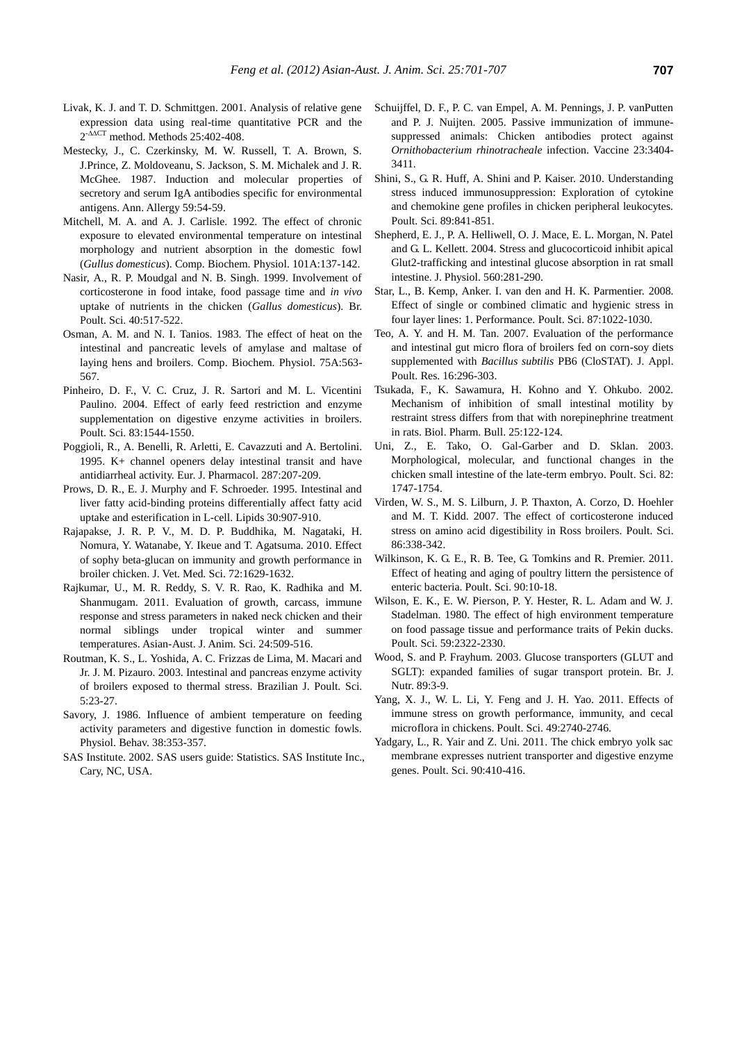Livak, K. J. and T. D. Schmittgen. 2001. Analysis of relative gene expression data using real-time quantitative PCR and the $2^{-\Delta\Delta CT}$ method. Methods 25:402-408.

Mestecky, J., C. Czerkinsky, M. W. Russell, T. A. Brown, S. J.Prince, Z. Moldoveanu, S. Jackson, S. M. Michalek and J. R. McGhee. 1987. Induction and molecular properties of secretory and serum IgA antibodies specific for environmental antigens. Ann. Allergy 59:54-59.

Mitchell, M. A. and A. J. Carlisle. 1992. The effect of chronic exposure to elevated environmental temperature on intestinal morphology and nutrient absorption in the domestic fowl (*Gullus domesticus*). Comp. Biochem. Physiol. 101A:137-142.

Nasir, A., R. P. Moudgal and N. B. Singh. 1999. Involvement of corticosterone in food intake, food passage time and *in vivo* uptake of nutrients in the chicken (*Gallus domesticus*). Br. Poult. Sci. 40:517-522.

Osman, A. M. and N. I. Tanios. 1983. The effect of heat on the intestinal and pancreatic levels of amylase and maltase of laying hens and broilers. Comp. Biochem. Physiol. 75A:563-567.

Pinheiro, D. F., V. C. Cruz, J. R. Sartori and M. L. Vicentini Paulino. 2004. Effect of early feed restriction and enzyme supplementation on digestive enzyme activities in broilers. Poult. Sci. 83:1544-1550.

Poggioli, R., A. Benelli, R. Arletti, E. Cavazzuti and A. Bertolini. 1995. K+ channel openers delay intestinal transit and have antidiarrheal activity. Eur. J. Pharmacol. 287:207-209.

Prows, D. R., E. J. Murphy and F. Schroeder. 1995. Intestinal and liver fatty acid-binding proteins differentially affect fatty acid uptake and esterification in L-cell. Lipids 30:907-910.

Rajapakse, J. R. P. V., M. D. P. Buddhika, M. Nagataki, H. Nomura, Y. Watanabe, Y. Ikeue and T. Agatsuma. 2010. Effect of sophy beta-glucan on immunity and growth performance in broiler chicken. J. Vet. Med. Sci. 72:1629-1632.

Rajkumar, U., M. R. Reddy, S. V. R. Rao, K. Radhika and M. Shanmugam. 2011. Evaluation of growth, carcass, immune response and stress parameters in naked neck chicken and their normal siblings under tropical winter and summer temperatures. Asian-Aust. J. Anim. Sci. 24:509-516.

Routman, K. S., L. Yoshida, A. C. Frizzas de Lima, M. Macari and Jr. J. M. Pizauro. 2003. Intestinal and pancreas enzyme activity of broilers exposed to thermal stress. Brazilian J. Poult. Sci. 5:23-27.

Savory, J. 1986. Influence of ambient temperature on feeding activity parameters and digestive function in domestic fowls. Physiol. Behav. 38:353-357.

SAS Institute. 2002. SAS users guide: Statistics. SAS Institute Inc., Cary, NC, USA.

Schuijffel, D. F., P. C. van Empel, A. M. Pennings, J. P. vanPutten and P. J. Nuijten. 2005. Passive immunization of immune-suppressed animals: Chicken antibodies protect against *Ornithobacterium rhinotracheale* infection. Vaccine 23:3404-3411.

Shini, S., G. R. Huff, A. Shini and P. Kaiser. 2010. Understanding stress induced immunosuppression: Exploration of cytokine and chemokine gene profiles in chicken peripheral leukocytes. Poult. Sci. 89:841-851.

Shepherd, E. J., P. A. Helliwell, O. J. Mace, E. L. Morgan, N. Patel and G. L. Kellett. 2004. Stress and glucocorticoid inhibit apical Glut2-trafficking and intestinal glucose absorption in rat small intestine. J. Physiol. 560:281-290.

Star, L., B. Kemp, Anker. I. van den and H. K. Parmentier. 2008. Effect of single or combined climatic and hygienic stress in four layer lines: 1. Performance. Poult. Sci. 87:1022-1030.

Teo, A. Y. and H. M. Tan. 2007. Evaluation of the performance and intestinal gut micro flora of broilers fed on corn-soy diets supplemented with *Bacillus subtilis* PB6 (CloSTAT). J. Appl. Poult. Res. 16:296-303.

Tsukada, F., K. Sawamura, H. Kohno and Y. Ohkubo. 2002. Mechanism of inhibition of small intestinal motility by restraint stress differs from that with norepinephrine treatment in rats. Biol. Pharm. Bull. 25:122-124.

Uni, Z., E. Tako, O. Gal-Garber and D. Sklan. 2003. Morphological, molecular, and functional changes in the chicken small intestine of the late-term embryo. Poult. Sci. 82: 1747-1754.

Virden, W. S., M. S. Lilburn, J. P. Thaxton, A. Corzo, D. Hoehler and M. T. Kidd. 2007. The effect of corticosterone induced stress on amino acid digestibility in Ross broilers. Poult. Sci. 86:338-342.

Wilkinson, K. G. E., R. B. Tee, G. Tomkins and R. Premier. 2011. Effect of heating and aging of poultry littern the persistence of enteric bacteria. Poult. Sci. 90:10-18.

Wilson, E. K., E. W. Pierson, P. Y. Hester, R. L. Adam and W. J. Stadelman. 1980. The effect of high environment temperature on food passage tissue and performance traits of Pekin ducks. Poult. Sci. 59:2322-2330.

Wood, S. and P. Frayhum. 2003. Glucose transporters (GLUT and SGLT): expanded families of sugar transport protein. Br. J. Nutr. 89:3-9.

Yang, X. J., W. L. Li, Y. Feng and J. H. Yao. 2011. Effects of immune stress on growth performance, immunity, and cecal microflora in chickens. Poult. Sci. 49:2740-2746.

Yadgary, L., R. Yair and Z. Uni. 2011. The chick embryo yolk sac membrane expresses nutrient transporter and digestive enzyme genes. Poult. Sci. 90:410-416.